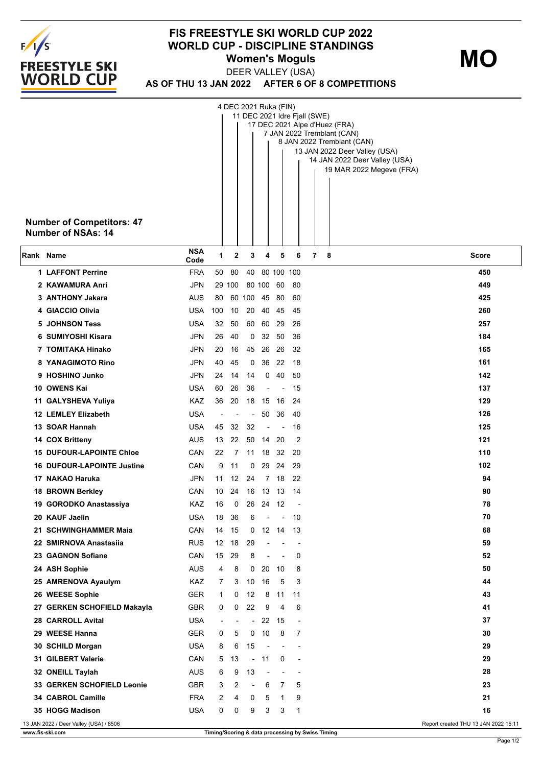# FIS FREESTYLE SKI WORLD CUP 2022

## WORLD CUP - DISCIPLINE STANDINGS

### Women's Moguls

**MO**

DEER VALLEY (USA)

**AS OF THU 13 JAN 2022 AFTER 6 OF 8 COMPETITIONS**

1. 4 DEC 2021 Ruka (FIN)
2. 11 DEC 2021 Idre Fjall (SWE)
3. 17 DEC 2021 Alpe d'Huez (FRA)
4. 7 JAN 2022 Tremblant (CAN)
5. 8 JAN 2022 Tremblant (CAN)
6. 13 JAN 2022 Deer Valley (USA)
7. 14 JAN 2022 Deer Valley (USA)
8. 19 MAR 2022 Megeve (FRA)

**Number of Competitors: 47**
**Number of NSAs: 14**

| Rank | Name | NSA Code | 1 | 2 | 3 | 4 | 5 | 6 | 7 | 8 | Score |
|---|---|---|---|---|---|---|---|---|---|---|---|
| 1 | LAFFONT Perrine | FRA | 50 | 80 | 40 | 80 | 100 | 100 | | | 450 |
| 2 | KAWAMURA Anri | JPN | 29 | 100 | 80 | 100 | 60 | 80 | | | 449 |
| 3 | ANTHONY Jakara | AUS | 80 | 60 | 100 | 45 | 80 | 60 | | | 425 |
| 4 | GIACCIO Olivia | USA | 100 | 10 | 20 | 40 | 45 | 45 | | | 260 |
| 5 | JOHNSON Tess | USA | 32 | 50 | 60 | 60 | 29 | 26 | | | 257 |
| 6 | SUMIYOSHI Kisara | JPN | 26 | 40 | 0 | 32 | 50 | 36 | | | 184 |
| 7 | TOMITAKA Hinako | JPN | 20 | 16 | 45 | 26 | 26 | 32 | | | 165 |
| 8 | YANAGIMOTO Rino | JPN | 40 | 45 | 0 | 36 | 22 | 18 | | | 161 |
| 9 | HOSHINO Junko | JPN | 24 | 14 | 14 | 0 | 40 | 50 | | | 142 |
| 10 | OWENS Kai | USA | 60 | 26 | 36 | - | - | 15 | | | 137 |
| 11 | GALYSHEVA Yuliya | KAZ | 36 | 20 | 18 | 15 | 16 | 24 | | | 129 |
| 12 | LEMLEY Elizabeth | USA | - | - | - | 50 | 36 | 40 | | | 126 |
| 13 | SOAR Hannah | USA | 45 | 32 | 32 | - | - | 16 | | | 125 |
| 14 | COX Britteny | AUS | 13 | 22 | 50 | 14 | 20 | 2 | | | 121 |
| 15 | DUFOUR-LAPOINTE Chloe | CAN | 22 | 7 | 11 | 18 | 32 | 20 | | | 110 |
| 16 | DUFOUR-LAPOINTE Justine | CAN | 9 | 11 | 0 | 29 | 24 | 29 | | | 102 |
| 17 | NAKAO Haruka | JPN | 11 | 12 | 24 | 7 | 18 | 22 | | | 94 |
| 18 | BROWN Berkley | CAN | 10 | 24 | 16 | 13 | 13 | 14 | | | 90 |
| 19 | GORODKO Anastassiya | KAZ | 16 | 0 | 26 | 24 | 12 | - | | | 78 |
| 20 | KAUF Jaelin | USA | 18 | 36 | 6 | - | - | 10 | | | 70 |
| 21 | SCHWINGHAMMER Maia | CAN | 14 | 15 | 0 | 12 | 14 | 13 | | | 68 |
| 22 | SMIRNOVA Anastasiia | RUS | 12 | 18 | 29 | - | - | - | | | 59 |
| 23 | GAGNON Sofiane | CAN | 15 | 29 | 8 | - | - | 0 | | | 52 |
| 24 | ASH Sophie | AUS | 4 | 8 | 0 | 20 | 10 | 8 | | | 50 |
| 25 | AMRENOVA Ayaulym | KAZ | 7 | 3 | 10 | 16 | 5 | 3 | | | 44 |
| 26 | WEESE Sophie | GER | 1 | 0 | 12 | 8 | 11 | 11 | | | 43 |
| 27 | GERKEN SCHOFIELD Makayla | GBR | 0 | 0 | 22 | 9 | 4 | 6 | | | 41 |
| 28 | CARROLL Avital | USA | - | - | - | 22 | 15 | - | | | 37 |
| 29 | WEESE Hanna | GER | 0 | 5 | 0 | 10 | 8 | 7 | | | 30 |
| 30 | SCHILD Morgan | USA | 8 | 6 | 15 | - | - | - | | | 29 |
| 31 | GILBERT Valerie | CAN | 5 | 13 | - | 11 | 0 | - | | | 29 |
| 32 | ONEILL Taylah | AUS | 6 | 9 | 13 | - | - | - | | | 28 |
| 33 | GERKEN SCHOFIELD Leonie | GBR | 3 | 2 | - | 6 | 7 | 5 | | | 23 |
| 34 | CABROL Camille | FRA | 2 | 4 | 0 | 5 | 1 | 9 | | | 21 |
| 35 | HOGG Madison | USA | 0 | 0 | 9 | 3 | 3 | 1 | | | 16 |

13 JAN 2022 / Deer Valley (USA) / 8506 — Report created THU 13 JAN 2022 15:11

www.fis-ski.com — Timing/Scoring & data processing by Swiss Timing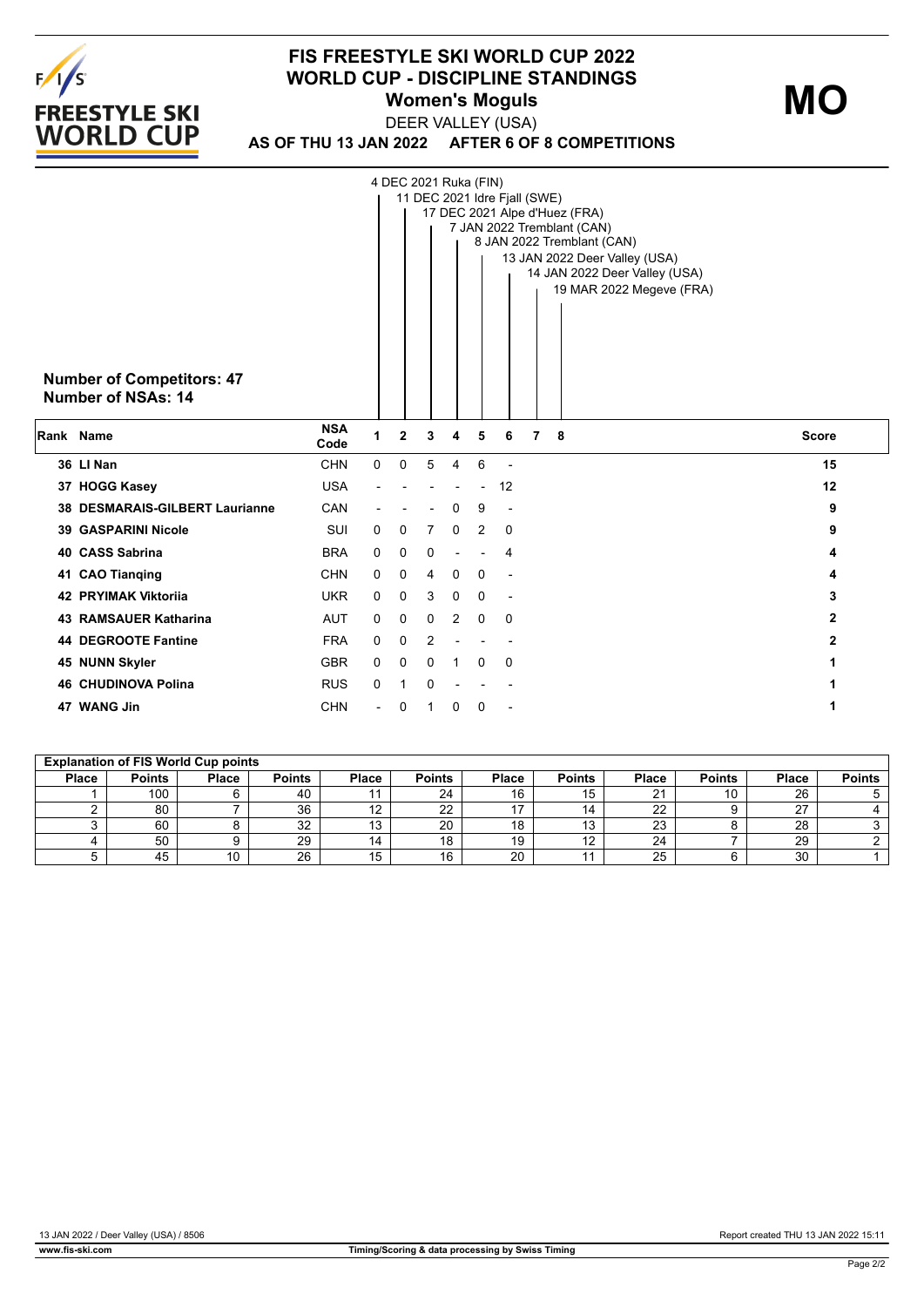# FIS FREESTYLE SKI WORLD CUP 2022
## WORLD CUP - DISCIPLINE STANDINGS
### Women's Moguls

**MO**

DEER VALLEY (USA)

**AS OF THU 13 JAN 2022 AFTER 6 OF 8 COMPETITIONS**

1. 4 DEC 2021 Ruka (FIN)
2. 11 DEC 2021 Idre Fjall (SWE)
3. 17 DEC 2021 Alpe d'Huez (FRA)
4. 7 JAN 2022 Tremblant (CAN)
5. 8 JAN 2022 Tremblant (CAN)
6. 13 JAN 2022 Deer Valley (USA)
7. 14 JAN 2022 Deer Valley (USA)
8. 19 MAR 2022 Megeve (FRA)

**Number of Competitors: 47**
**Number of NSAs: 14**

| Rank | Name | NSA Code | 1 | 2 | 3 | 4 | 5 | 6 | 7 | 8 | Score |
|---|---|---|---|---|---|---|---|---|---|---|---|
| 36 | LI Nan | CHN | 0 | 0 | 5 | 4 | 6 | - | | | 15 |
| 37 | HOGG Kasey | USA | - | - | - | - | - | 12 | | | 12 |
| 38 | DESMARAIS-GILBERT Laurianne | CAN | - | - | - | 0 | 9 | - | | | 9 |
| 39 | GASPARINI Nicole | SUI | 0 | 0 | 7 | 0 | 2 | 0 | | | 9 |
| 40 | CASS Sabrina | BRA | 0 | 0 | 0 | - | - | 4 | | | 4 |
| 41 | CAO Tianqing | CHN | 0 | 0 | 4 | 0 | 0 | - | | | 4 |
| 42 | PRYIMAK Viktoriia | UKR | 0 | 0 | 3 | 0 | 0 | - | | | 3 |
| 43 | RAMSAUER Katharina | AUT | 0 | 0 | 0 | 2 | 0 | 0 | | | 2 |
| 44 | DEGROOTE Fantine | FRA | 0 | 0 | 2 | - | - | - | | | 2 |
| 45 | NUNN Skyler | GBR | 0 | 0 | 0 | 1 | 0 | 0 | | | 1 |
| 46 | CHUDINOVA Polina | RUS | 0 | 1 | 0 | - | - | - | | | 1 |
| 47 | WANG Jin | CHN | - | 0 | 1 | 0 | 0 | - | | | 1 |

**Explanation of FIS World Cup points**

| Place | Points | Place | Points | Place | Points | Place | Points | Place | Points | Place | Points |
|---|---|---|---|---|---|---|---|---|---|---|---|
| 1 | 100 | 6 | 40 | 11 | 24 | 16 | 15 | 21 | 10 | 26 | 5 |
| 2 | 80 | 7 | 36 | 12 | 22 | 17 | 14 | 22 | 9 | 27 | 4 |
| 3 | 60 | 8 | 32 | 13 | 20 | 18 | 13 | 23 | 8 | 28 | 3 |
| 4 | 50 | 9 | 29 | 14 | 18 | 19 | 12 | 24 | 7 | 29 | 2 |
| 5 | 45 | 10 | 26 | 15 | 16 | 20 | 11 | 25 | 6 | 30 | 1 |

13 JAN 2022 / Deer Valley (USA) / 8506 — Report created THU 13 JAN 2022 15:11

www.fis-ski.com — Timing/Scoring & data processing by Swiss Timing